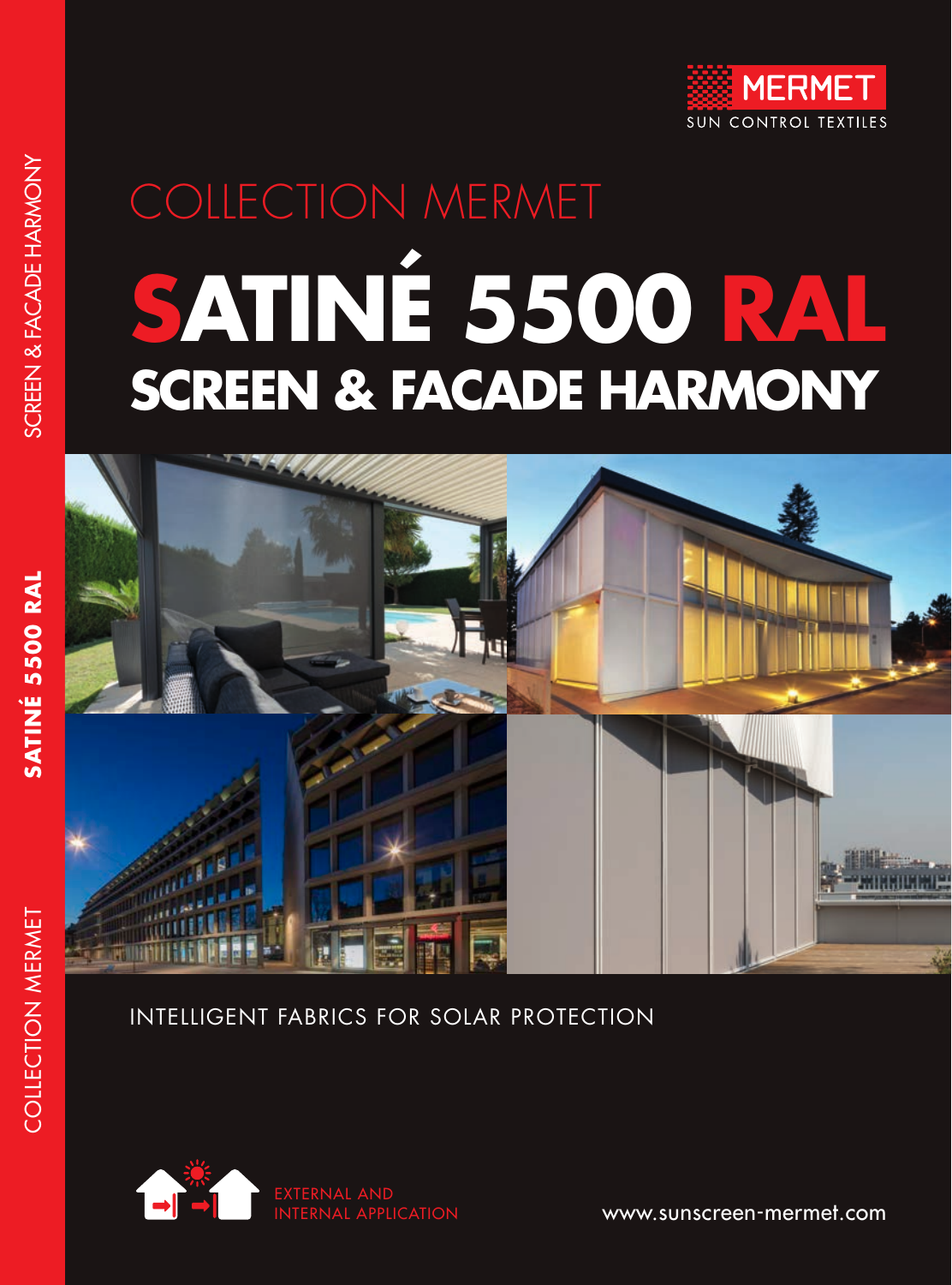MERMET
SUN CONTROL TEXTILES

COLLECTION MERMET

# SATINÉ 5500 RAL

## SCREEN & FACADE HARMONY

INTELLIGENT FABRICS FOR SOLAR PROTECTION

EXTERNAL AND INTERNAL APPLICATION

www.sunscreen-mermet.com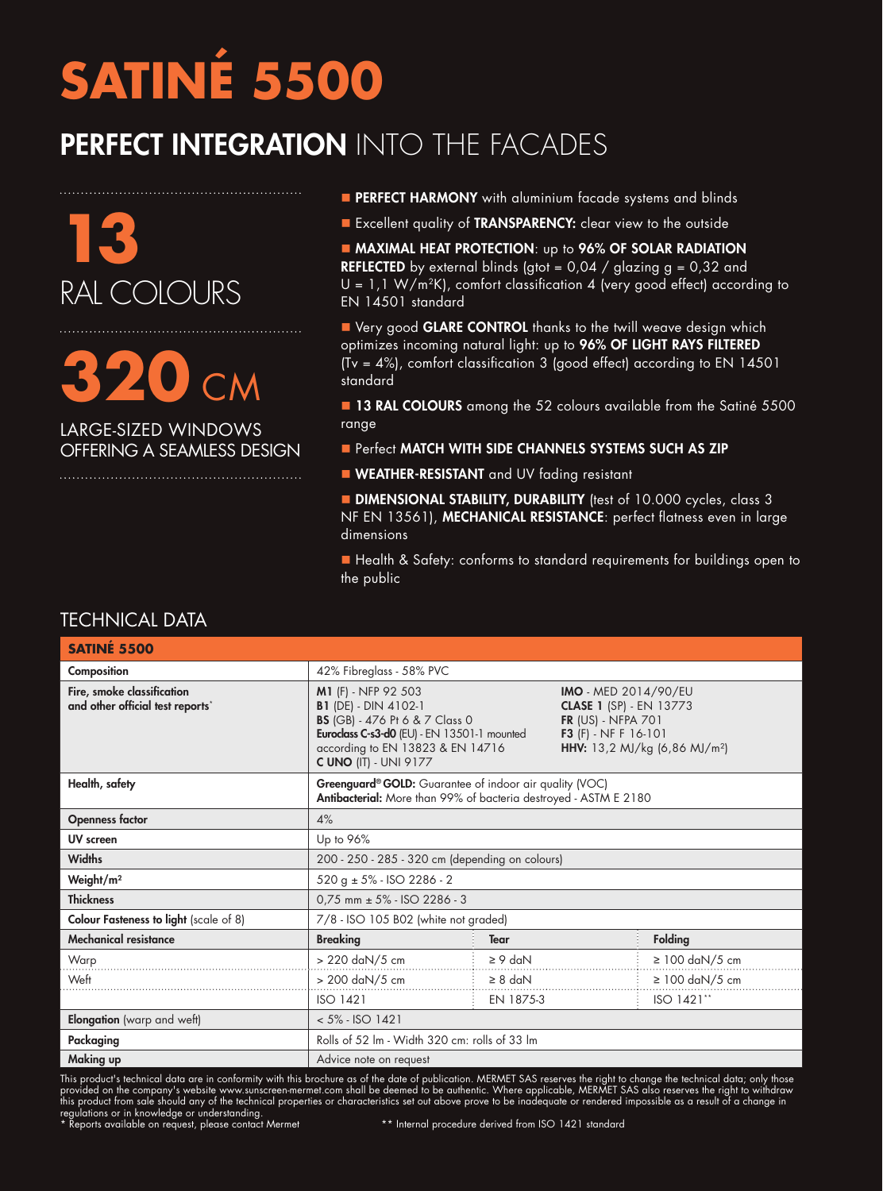# SATINÉ 5500

## PERFECT INTEGRATION INTO THE FACADES

**13**
RAL COLOURS

**320** CM
LARGE-SIZED WINDOWS OFFERING A SEAMLESS DESIGN

- **PERFECT HARMONY** with aluminium facade systems and blinds
- Excellent quality of **TRANSPARENCY:** clear view to the outside
- **MAXIMAL HEAT PROTECTION**: up to **96% OF SOLAR RADIATION REFLECTED** by external blinds (gtot = 0,04 / glazing g = 0,32 and U = 1,1 W/m²K), comfort classification 4 (very good effect) according to EN 14501 standard
- Very good **GLARE CONTROL** thanks to the twill weave design which optimizes incoming natural light: up to **96% OF LIGHT RAYS FILTERED** (Tv = 4%), comfort classification 3 (good effect) according to EN 14501 standard
- **13 RAL COLOURS** among the 52 colours available from the Satiné 5500 range
- Perfect **MATCH WITH SIDE CHANNELS SYSTEMS SUCH AS ZIP**
- **WEATHER-RESISTANT** and UV fading resistant
- **DIMENSIONAL STABILITY, DURABILITY** (test of 10.000 cycles, class 3 NF EN 13561), **MECHANICAL RESISTANCE**: perfect flatness even in large dimensions
- Health & Safety: conforms to standard requirements for buildings open to the public

## TECHNICAL DATA

| **SATINÉ 5500** | | | |
|---|---|---|---|
| **Composition** | 42% Fibreglass - 58% PVC | | |
| **Fire, smoke classification and other official test reports*** | **M1** (F) - NFP 92 503<br>**B1** (DE) - DIN 4102-1<br>**BS** (GB) - 476 Pt 6 & 7 Class 0<br>**Euroclass C-s3-d0** (EU) - EN 13501-1 mounted according to EN 13823 & EN 14716<br>**C UNO** (IT) - UNI 9177 | **IMO** - MED 2014/90/EU<br>**CLASE 1** (SP) - EN 13773<br>**FR** (US) - NFPA 701<br>**F3** (F) - NF F 16-101<br>**HHV:** 13,2 MJ/kg (6,86 MJ/m²) | |
| **Health, safety** | **Greenguard® GOLD:** Guarantee of indoor air quality (VOC)<br>**Antibacterial:** More than 99% of bacteria destroyed - ASTM E 2180 | | |
| **Openness factor** | 4% | | |
| **UV screen** | Up to 96% | | |
| **Widths** | 200 - 250 - 285 - 320 cm (depending on colours) | | |
| **Weight/m²** | 520 g ± 5% - ISO 2286 - 2 | | |
| **Thickness** | 0,75 mm ± 5% - ISO 2286 - 3 | | |
| **Colour Fasteness to light** (scale of 8) | 7/8 - ISO 105 B02 (white not graded) | | |
| **Mechanical resistance** | **Breaking** | **Tear** | **Folding** |
| Warp | > 220 daN/5 cm | ≥ 9 daN | ≥ 100 daN/5 cm |
| Weft | > 200 daN/5 cm | ≥ 8 daN | ≥ 100 daN/5 cm |
| | ISO 1421 | EN 1875-3 | ISO 1421** |
| **Elongation** (warp and weft) | < 5% - ISO 1421 | | |
| **Packaging** | Rolls of 52 lm - Width 320 cm: rolls of 33 lm | | |
| **Making up** | Advice note on request | | |

This product's technical data are in conformity with this brochure as of the date of publication. MERMET SAS reserves the right to change the technical data; only those provided on the company's website www.sunscreen-mermet.com shall be deemed to be authentic. Where applicable, MERMET SAS also reserves the right to withdraw this product from sale should any of the technical properties or characteristics set out above prove to be inadequate or rendered impossible as a result of a change in regulations or in knowledge or understanding.

\* Reports available on request, please contact Mermet

\*\* Internal procedure derived from ISO 1421 standard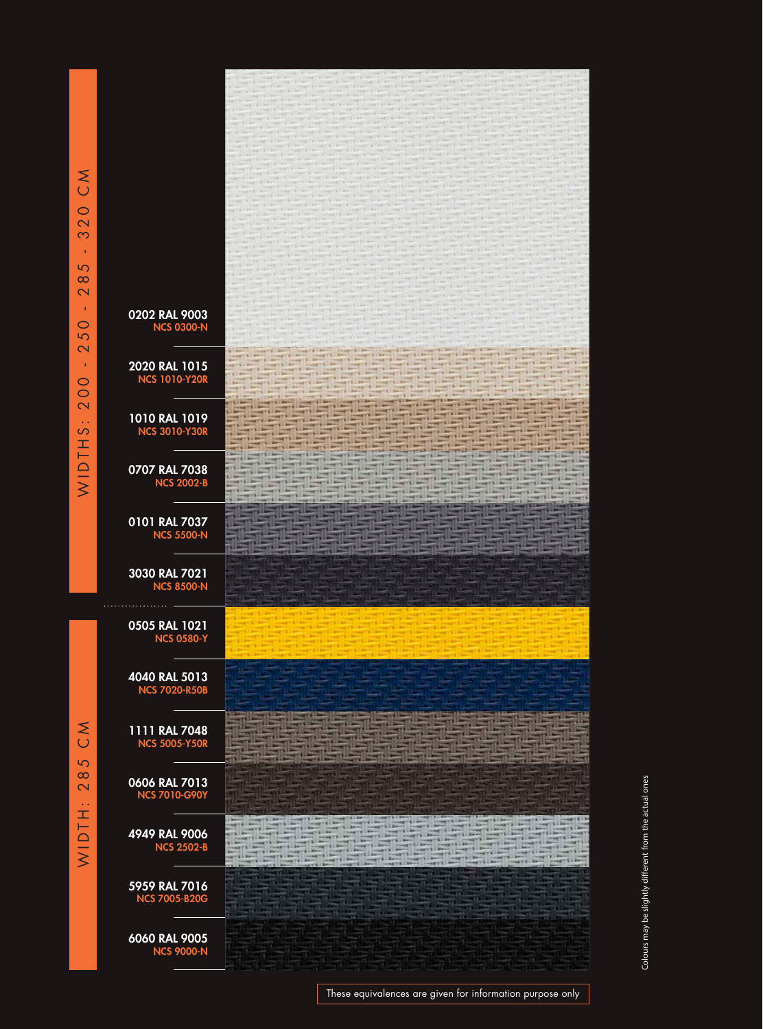**WIDTHS: 200 - 250 - 285 - 320 CM**

**0202 RAL 9003**
NCS 0300-N

**2020 RAL 1015**
NCS 1010-Y20R

**1010 RAL 1019**
NCS 3010-Y30R

**0707 RAL 7038**
NCS 2002-B

**0101 RAL 7037**
NCS 5500-N

**3030 RAL 7021**
NCS 8500-N

**WIDTH: 285 CM**

**0505 RAL 1021**
NCS 0580-Y

**4040 RAL 5013**
NCS 7020-R50B

**1111 RAL 7048**
NCS 5005-Y50R

**0606 RAL 7013**
NCS 7010-G90Y

**4949 RAL 9006**
NCS 2502-B

**5959 RAL 7016**
NCS 7005-B20G

**6060 RAL 9005**
NCS 9000-N

Colours may be slightly different from the actual ones

These equivalences are given for information purpose only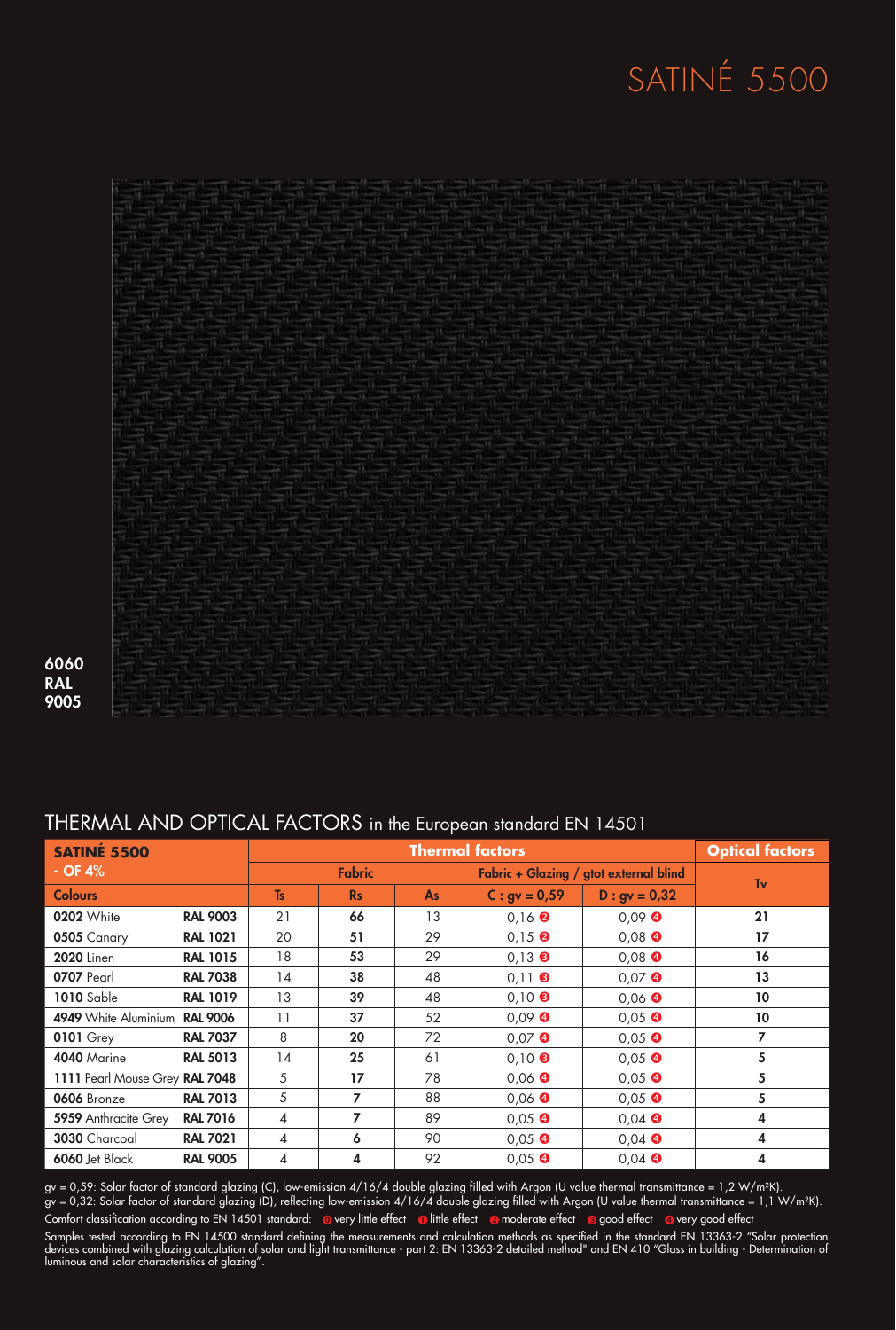# SATINÉ 5500

6060
RAL
9005

## THERMAL AND OPTICAL FACTORS in the European standard EN 14501

| SATINÉ 5500 - OF 4% | | Thermal factors | | | | | Optical factors |
|---|---|---|---|---|---|---|---|
| | | Fabric | | | Fabric + Glazing / gtot external blind | | Tv |
| Colours | | Ts | Rs | As | C : gv = 0,59 | D : gv = 0,32 | |
| **0202** White | **RAL 9003** | 21 | **66** | 13 | 0,16 ❷ | 0,09 ❹ | **21** |
| **0505** Canary | **RAL 1021** | 20 | **51** | 29 | 0,15 ❷ | 0,08 ❹ | **17** |
| **2020** Linen | **RAL 1015** | 18 | **53** | 29 | 0,13 ❸ | 0,08 ❹ | **16** |
| **0707** Pearl | **RAL 7038** | 14 | **38** | 48 | 0,11 ❸ | 0,07 ❹ | **13** |
| **1010** Sable | **RAL 1019** | 13 | **39** | 48 | 0,10 ❸ | 0,06 ❹ | **10** |
| **4949** White Aluminium | **RAL 9006** | 11 | **37** | 52 | 0,09 ❹ | 0,05 ❹ | **10** |
| **0101** Grey | **RAL 7037** | 8 | **20** | 72 | 0,07 ❹ | 0,05 ❹ | **7** |
| **4040** Marine | **RAL 5013** | 14 | **25** | 61 | 0,10 ❸ | 0,05 ❹ | **5** |
| **1111** Pearl Mouse Grey | **RAL 7048** | 5 | **17** | 78 | 0,06 ❹ | 0,05 ❹ | **5** |
| **0606** Bronze | **RAL 7013** | 5 | **7** | 88 | 0,06 ❹ | 0,05 ❹ | **5** |
| **5959** Anthracite Grey | **RAL 7016** | 4 | **7** | 89 | 0,05 ❹ | 0,04 ❹ | **4** |
| **3030** Charcoal | **RAL 7021** | 4 | **6** | 90 | 0,05 ❹ | 0,04 ❹ | **4** |
| **6060** Jet Black | **RAL 9005** | 4 | **4** | 92 | 0,05 ❹ | 0,04 ❹ | **4** |

gv = 0,59: Solar factor of standard glazing (C), low-emission 4/16/4 double glazing filled with Argon (U value thermal transmittance = 1,2 W/m²K).
gv = 0,32: Solar factor of standard glazing (D), reflecting low-emission 4/16/4 double glazing filled with Argon (U value thermal transmittance = 1,1 W/m²K).

Comfort classification according to EN 14501 standard: ⓿ very little effect ❶ little effect ❷ moderate effect ❸ good effect ❹ very good effect

Samples tested according to EN 14500 standard defining the measurements and calculation methods as specified in the standard EN 13363-2 "Solar protection devices combined with glazing calculation of solar and light transmittance - part 2: EN 13363-2 detailed method" and EN 410 "Glass in building - Determination of luminous and solar characteristics of glazing".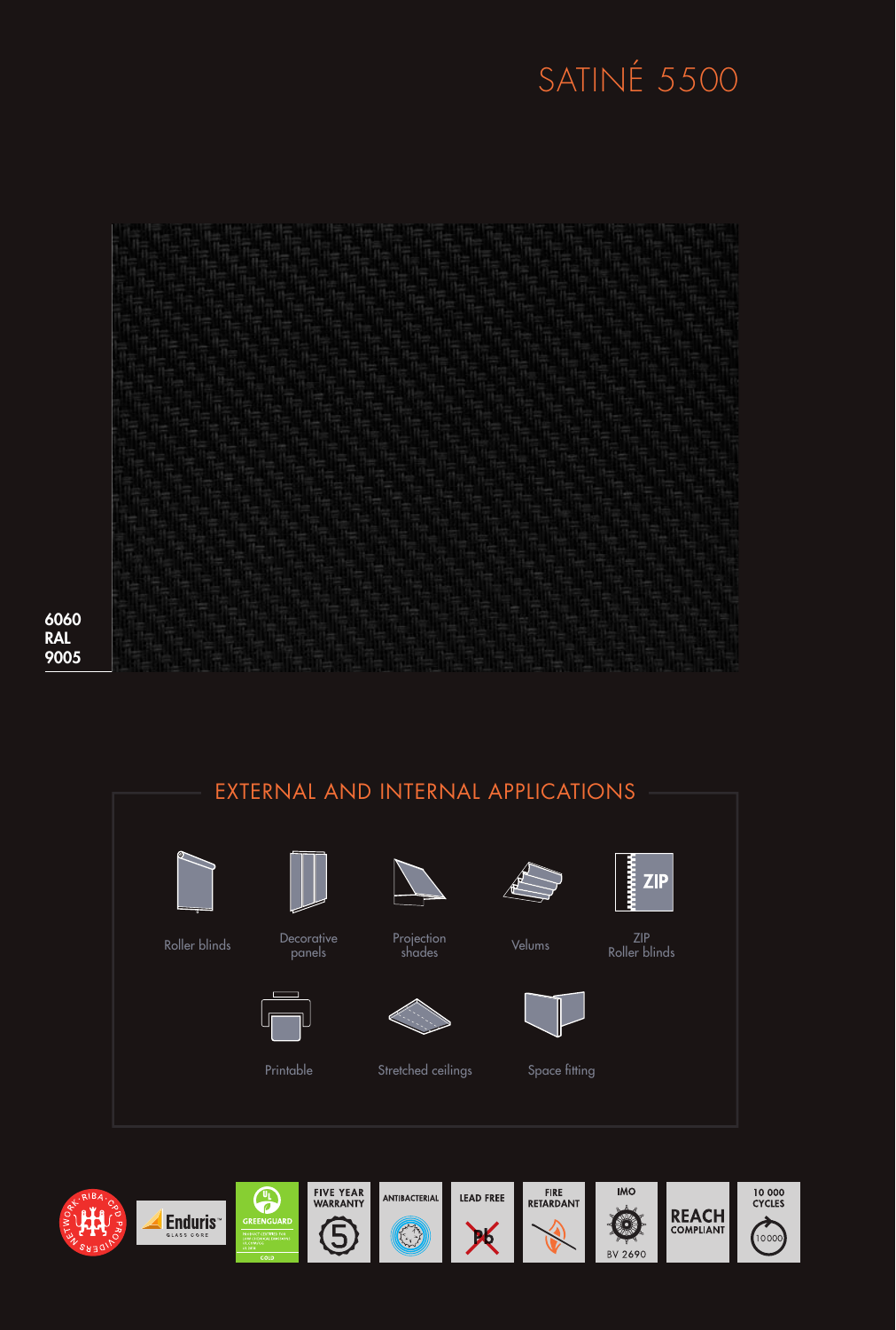# SATINÉ 5500

**6060**
**RAL**
**9005**

## EXTERNAL AND INTERNAL APPLICATIONS

- Roller blinds
- Decorative panels
- Projection shades
- Velums
- ZIP Roller blinds
- Printable
- Stretched ceilings
- Space fitting

Enduris GLASS CORE

GREENGUARD GOLD

FIVE YEAR WARRANTY

ANTIBACTERIAL

LEAD FREE

FIRE RETARDANT

IMO BV 2690

REACH COMPLIANT

10 000 CYCLES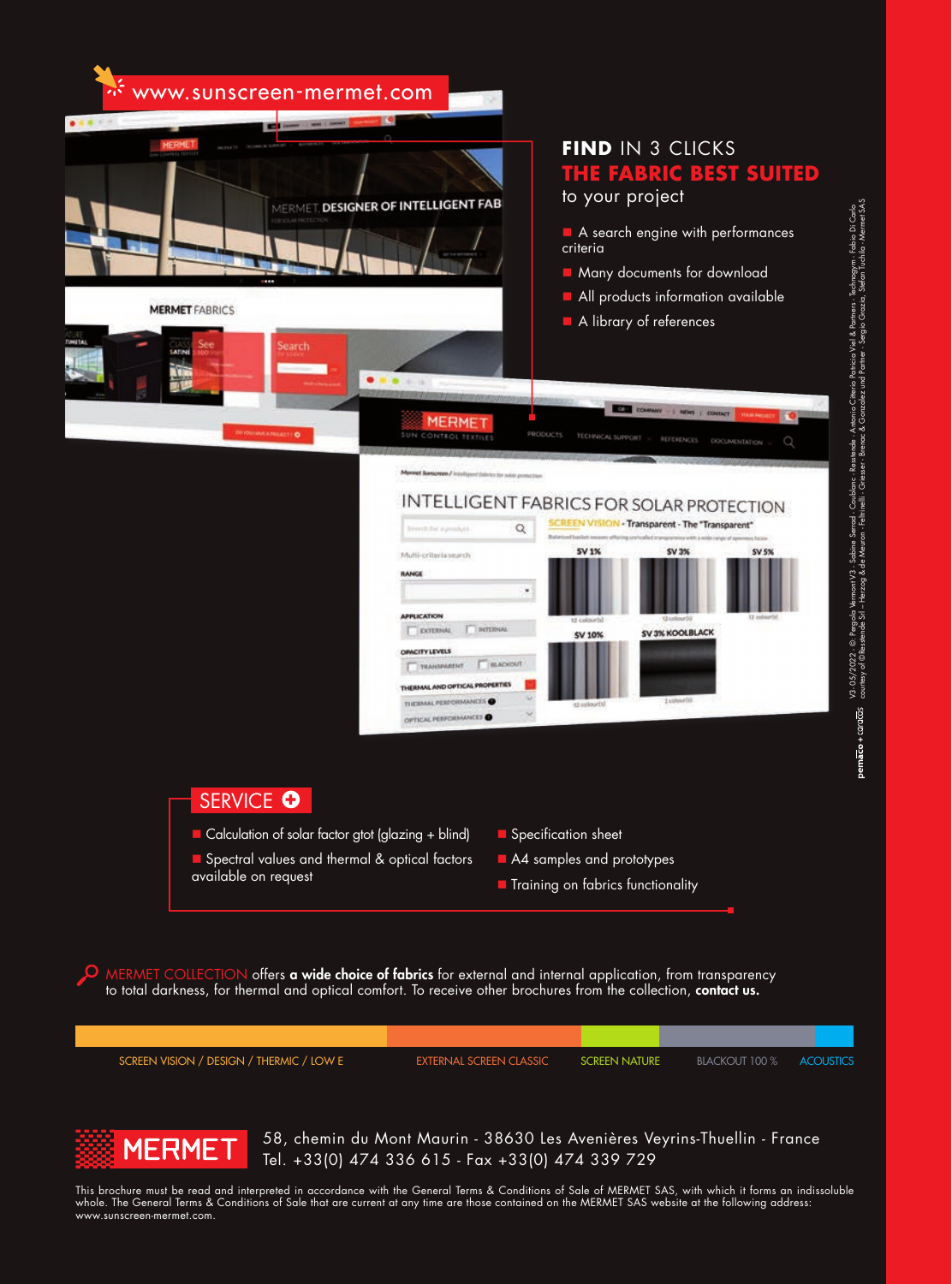www.sunscreen-mermet.com

## FIND IN 3 CLICKS THE FABRIC BEST SUITED to your project

- A search engine with performances criteria
- Many documents for download
- All products information available
- A library of references

## SERVICE

- Calculation of solar factor gtot (glazing + blind)
- Spectral values and thermal & optical factors available on request
- Specification sheet
- A4 samples and prototypes
- Training on fabrics functionality

MERMET COLLECTION offers **a wide choice of fabrics** for external and internal application, from transparency to total darkness, for thermal and optical comfort. To receive other brochures from the collection, **contact us.**

SCREEN VISION / DESIGN / THERMIC / LOW E
EXTERNAL SCREEN CLASSIC
SCREEN NATURE
BLACKOUT 100 %
ACOUSTICS

MERMET

58, chemin du Mont Maurin - 38630 Les Avenières Veyrins-Thuellin - France
Tel. +33(0) 474 336 615 - Fax +33(0) 474 339 729

This brochure must be read and interpreted in accordance with the General Terms & Conditions of Sale of MERMET SAS, with which it forms an indissoluble whole. The General Terms & Conditions of Sale that are current at any time are those contained on the MERMET SAS website at the following address: www.sunscreen-mermet.com.

V3 05/2022 - ©: Pergola Vermont V3 - Sabine Serrad - Coulbianc - Resstende - Antonio Citterio Patricia Viel & Partners - Technogym - Fabio Di Carlo courtesy of ©Resstende Srl - Herzog & de Meuron - Feltrinelli - Griesser - Brenac & Gonzalez und Partner - Sergio Grazia, Stefan Tuchila - Mermet SAS

pemaco + caractis